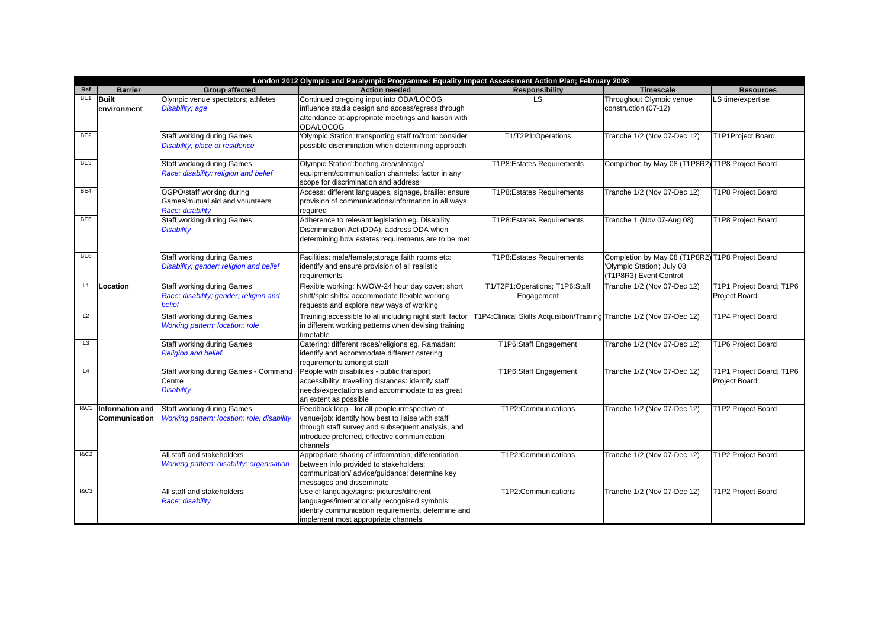| London 2012 Olympic and Paralympic Programme: Equality Impact Assessment Action Plan; February 2008 | | | | | | |
|---|---|---|---|---|---|---|
| **Ref** | **Barrier** | **Group affected** | **Action needed** | **Responsibility** | **Timescale** | **Resources** |
| BE1 | **Built environment** | Olympic venue spectators; athletes *Disability; age* | Continued on-going input into ODA/LOCOG: influence stadia design and access/egress through attendance at appropriate meetings and liaison with ODA/LOCOG | LS | Throughout Olympic venue construction (07-12) | LS time/expertise |
| BE2 | | Staff working during Games *Disability; place of residence* | 'Olympic Station':transporting staff to/from: consider possible discrimination when determining approach | T1/T2P1:Operations | Tranche 1/2 (Nov 07-Dec 12) | T1P1Project Board |
| BE3 | | Staff working during Games *Race; disability; religion and belief* | Olympic Station':briefing area/storage/ equipment/communication channels: factor in any scope for discrimination and address | T1P8:Estates Requirements | Completion by May 08 (T1P8R2) | T1P8 Project Board |
| BE4 | | OGPO/staff working during Games/mutual aid and volunteers *Race; disability* | Access: different languages, signage, braille: ensure provision of communications/information in all ways required | T1P8:Estates Requirements | Tranche 1/2 (Nov 07-Dec 12) | T1P8 Project Board |
| BE5 | | Staff working during Games *Disability* | Adherence to relevant legislation eg. Disability Discrimination Act (DDA): address DDA when determining how estates requirements are to be met | T1P8:Estates Requirements | Tranche 1 (Nov 07-Aug 08) | T1P8 Project Board |
| BE6 | | Staff working during Games *Disability; gender; religion and belief* | Facilities: male/female;storage;faith rooms etc: identify and ensure provision of all realistic requirements | T1P8:Estates Requirements | Completion by May 08 (T1P8R2) 'Olympic Station'; July 08 (T1P8R3) Event Control | T1P8 Project Board |
| L1 | **Location** | Staff working during Games *Race; disability; gender; religion and belief* | Flexible working: NWOW-24 hour day cover; short shift/split shifts: accommodate flexible working requests and explore new ways of working | T1/T2P1:Operations; T1P6:Staff Engagement | Tranche 1/2 (Nov 07-Dec 12) | T1P1 Project Board; T1P6 Project Board |
| L2 | | Staff working during Games *Working pattern; location; role* | Training:accessible to all including night staff: factor in different working patterns when devising training timetable | T1P4:Clinical Skills Acquisition/Training | Tranche 1/2 (Nov 07-Dec 12) | T1P4 Project Board |
| L3 | | Staff working during Games *Religion and belief* | Catering: different races/religions eg. Ramadan: identify and accommodate different catering requirements amongst staff | T1P6:Staff Engagement | Tranche 1/2 (Nov 07-Dec 12) | T1P6 Project Board |
| L4 | | Staff working during Games - Command Centre *Disability* | People with disabilities - public transport accessibility; travelling distances: identify staff needs/expectations and accommodate to as great an extent as possible | T1P6:Staff Engagement | Tranche 1/2 (Nov 07-Dec 12) | T1P1 Project Board; T1P6 Project Board |
| I&C1 | **Information and Communication** | Staff working during Games *Working pattern; location; role; disability* | Feedback loop - for all people irrespective of venue/job: identify how best to liaise with staff through staff survey and subsequent analysis, and introduce preferred, effective communication channels | T1P2:Communications | Tranche 1/2 (Nov 07-Dec 12) | T1P2 Project Board |
| I&C2 | | All staff and stakeholders *Working pattern; disability; organisation* | Appropriate sharing of information; differentiation between info provided to stakeholders: communication/ advice/guidance: determine key messages and disseminate | T1P2:Communications | Tranche 1/2 (Nov 07-Dec 12) | T1P2 Project Board |
| I&C3 | | All staff and stakeholders *Race; disability* | Use of language/signs: pictures/different languages/internationally recognised symbols: identify communication requirements, determine and implement most appropriate channels | T1P2:Communications | Tranche 1/2 (Nov 07-Dec 12) | T1P2 Project Board |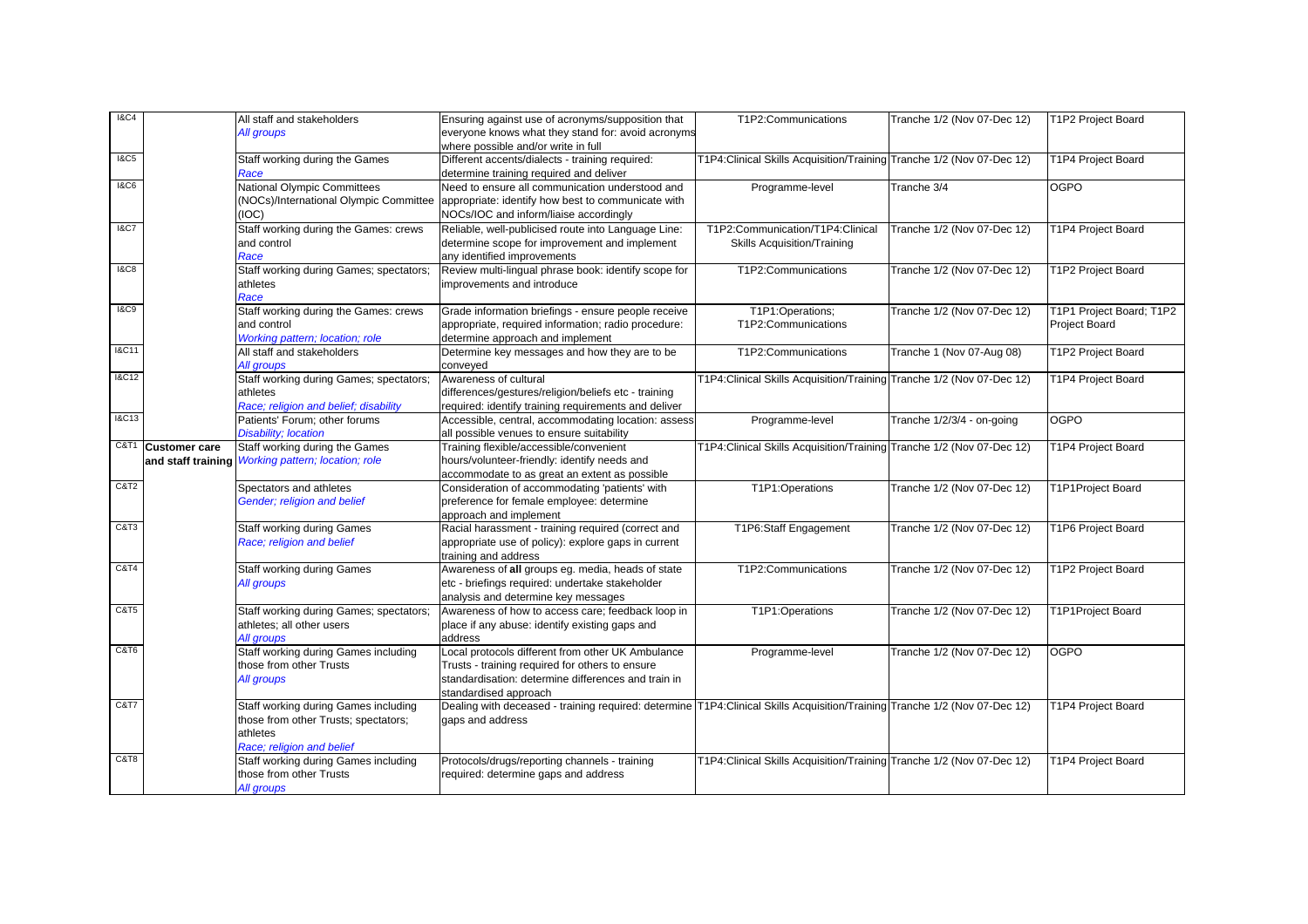| | | | | | | |
|---|---|---|---|---|---|---|
| I&C4 | | All staff and stakeholders<br>*All groups* | Ensuring against use of acronyms/supposition that everyone knows what they stand for: avoid acronyms where possible and/or write in full | T1P2:Communications | Tranche 1/2 (Nov 07-Dec 12) | T1P2 Project Board |
| I&C5 | | Staff working during the Games<br>*Race* | Different accents/dialects - training required: determine training required and deliver | T1P4:Clinical Skills Acquisition/Training | Tranche 1/2 (Nov 07-Dec 12) | T1P4 Project Board |
| I&C6 | | National Olympic Committees (NOCs)/International Olympic Committee (IOC) | Need to ensure all communication understood and appropriate: identify how best to communicate with NOCs/IOC and inform/liaise accordingly | Programme-level | Tranche 3/4 | OGPO |
| I&C7 | | Staff working during the Games: crews and control<br>*Race* | Reliable, well-publicised route into Language Line: determine scope for improvement and implement any identified improvements | T1P2:Communication/T1P4:Clinical Skills Acquisition/Training | Tranche 1/2 (Nov 07-Dec 12) | T1P4 Project Board |
| I&C8 | | Staff working during Games; spectators; athletes<br>*Race* | Review multi-lingual phrase book: identify scope for improvements and introduce | T1P2:Communications | Tranche 1/2 (Nov 07-Dec 12) | T1P2 Project Board |
| I&C9 | | Staff working during the Games: crews and control<br>*Working pattern; location; role* | Grade information briefings - ensure people receive appropriate, required information; radio procedure: determine approach and implement | T1P1:Operations; T1P2:Communications | Tranche 1/2 (Nov 07-Dec 12) | T1P1 Project Board; T1P2 Project Board |
| I&C11 | | All staff and stakeholders<br>*All groups* | Determine key messages and how they are to be conveyed | T1P2:Communications | Tranche 1 (Nov 07-Aug 08) | T1P2 Project Board |
| I&C12 | | Staff working during Games; spectators; athletes<br>*Race; religion and belief; disability* | Awareness of cultural differences/gestures/religion/beliefs etc - training required: identify training requirements and deliver | T1P4:Clinical Skills Acquisition/Training | Tranche 1/2 (Nov 07-Dec 12) | T1P4 Project Board |
| I&C13 | | Patients' Forum; other forums<br>*Disability; location* | Accessible, central, accommodating location: assess all possible venues to ensure suitability | Programme-level | Tranche 1/2/3/4 - on-going | OGPO |
| C&T1 | **Customer care and staff training** | Staff working during the Games<br>*Working pattern; location; role* | Training flexible/accessible/convenient hours/volunteer-friendly: identify needs and accommodate to as great an extent as possible | T1P4:Clinical Skills Acquisition/Training | Tranche 1/2 (Nov 07-Dec 12) | T1P4 Project Board |
| C&T2 | | Spectators and athletes<br>*Gender; religion and belief* | Consideration of accommodating 'patients' with preference for female employee: determine approach and implement | T1P1:Operations | Tranche 1/2 (Nov 07-Dec 12) | T1P1Project Board |
| C&T3 | | Staff working during Games<br>*Race; religion and belief* | Racial harassment - training required (correct and appropriate use of policy): explore gaps in current training and address | T1P6:Staff Engagement | Tranche 1/2 (Nov 07-Dec 12) | T1P6 Project Board |
| C&T4 | | Staff working during Games<br>*All groups* | Awareness of **all** groups eg. media, heads of state etc - briefings required: undertake stakeholder analysis and determine key messages | T1P2:Communications | Tranche 1/2 (Nov 07-Dec 12) | T1P2 Project Board |
| C&T5 | | Staff working during Games; spectators; athletes; all other users<br>*All groups* | Awareness of how to access care; feedback loop in place if any abuse: identify existing gaps and address | T1P1:Operations | Tranche 1/2 (Nov 07-Dec 12) | T1P1Project Board |
| C&T6 | | Staff working during Games including those from other Trusts<br>*All groups* | Local protocols different from other UK Ambulance Trusts - training required for others to ensure standardisation: determine differences and train in standardised approach | Programme-level | Tranche 1/2 (Nov 07-Dec 12) | OGPO |
| C&T7 | | Staff working during Games including those from other Trusts; spectators; athletes<br>*Race; religion and belief* | Dealing with deceased - training required: determine gaps and address | T1P4:Clinical Skills Acquisition/Training | Tranche 1/2 (Nov 07-Dec 12) | T1P4 Project Board |
| C&T8 | | Staff working during Games including those from other Trusts<br>*All groups* | Protocols/drugs/reporting channels - training required: determine gaps and address | T1P4:Clinical Skills Acquisition/Training | Tranche 1/2 (Nov 07-Dec 12) | T1P4 Project Board |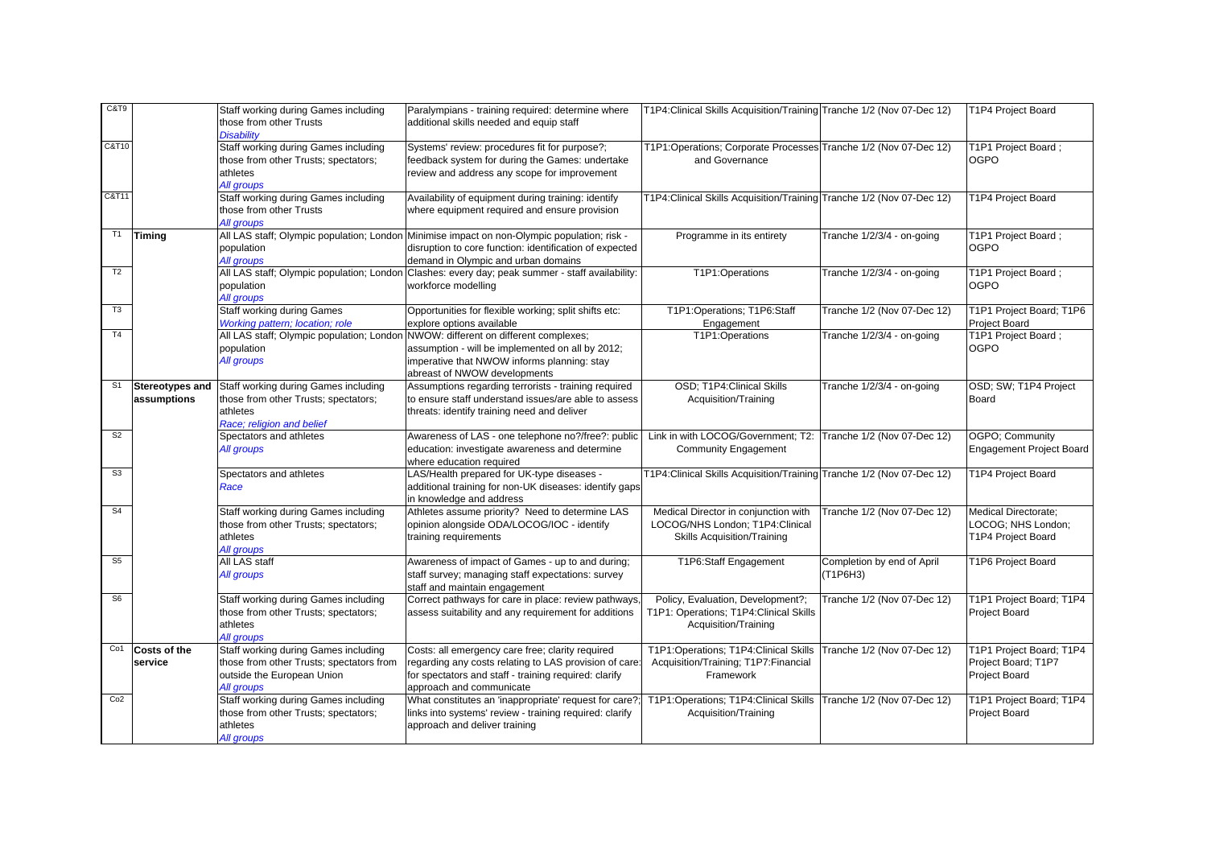| | | | | | | |
|---|---|---|---|---|---|---|
| C&T9 | | Staff working during Games including those from other Trusts *Disability* | Paralympians - training required: determine where additional skills needed and equip staff | T1P4:Clinical Skills Acquisition/Training | Tranche 1/2 (Nov 07-Dec 12) | T1P4 Project Board |
| C&T10 | | Staff working during Games including those from other Trusts; spectators; athletes *All groups* | Systems' review: procedures fit for purpose?; feedback system for during the Games: undertake review and address any scope for improvement | T1P1:Operations; Corporate Processes and Governance | Tranche 1/2 (Nov 07-Dec 12) | T1P1 Project Board ; OGPO |
| C&T11 | | Staff working during Games including those from other Trusts *All groups* | Availability of equipment during training: identify where equipment required and ensure provision | T1P4:Clinical Skills Acquisition/Training | Tranche 1/2 (Nov 07-Dec 12) | T1P4 Project Board |
| T1 | **Timing** | All LAS staff; Olympic population; London population *All groups* | Minimise impact on non-Olympic population; risk - disruption to core function: identification of expected demand in Olympic and urban domains | Programme in its entirety | Tranche 1/2/3/4 - on-going | T1P1 Project Board ; OGPO |
| T2 | | All LAS staff; Olympic population; London population *All groups* | Clashes: every day; peak summer - staff availability: workforce modelling | T1P1:Operations | Tranche 1/2/3/4 - on-going | T1P1 Project Board ; OGPO |
| T3 | | Staff working during Games *Working pattern; location; role* | Opportunities for flexible working; split shifts etc: explore options available | T1P1:Operations; T1P6:Staff Engagement | Tranche 1/2 (Nov 07-Dec 12) | T1P1 Project Board; T1P6 Project Board |
| T4 | | All LAS staff; Olympic population; London population *All groups* | NWOW: different on different complexes; assumption - will be implemented on all by 2012; imperative that NWOW informs planning: stay abreast of NWOW developments | T1P1:Operations | Tranche 1/2/3/4 - on-going | T1P1 Project Board ; OGPO |
| S1 | **Stereotypes and assumptions** | Staff working during Games including those from other Trusts; spectators; athletes *Race; religion and belief* | Assumptions regarding terrorists - training required to ensure staff understand issues/are able to assess threats: identify training need and deliver | OSD; T1P4:Clinical Skills Acquisition/Training | Tranche 1/2/3/4 - on-going | OSD; SW; T1P4 Project Board |
| S2 | | Spectators and athletes *All groups* | Awareness of LAS - one telephone no?/free?: public education: investigate awareness and determine where education required | Link in with LOCOG/Government; T2: Community Engagement | Tranche 1/2 (Nov 07-Dec 12) | OGPO; Community Engagement Project Board |
| S3 | | Spectators and athletes *Race* | LAS/Health prepared for UK-type diseases - additional training for non-UK diseases: identify gaps in knowledge and address | T1P4:Clinical Skills Acquisition/Training | Tranche 1/2 (Nov 07-Dec 12) | T1P4 Project Board |
| S4 | | Staff working during Games including those from other Trusts; spectators; athletes *All groups* | Athletes assume priority? Need to determine LAS opinion alongside ODA/LOCOG/IOC - identify training requirements | Medical Director in conjunction with LOCOG/NHS London; T1P4:Clinical Skills Acquisition/Training | Tranche 1/2 (Nov 07-Dec 12) | Medical Directorate; LOCOG; NHS London; T1P4 Project Board |
| S5 | | All LAS staff *All groups* | Awareness of impact of Games - up to and during; staff survey; managing staff expectations: survey staff and maintain engagement | T1P6:Staff Engagement | Completion by end of April (T1P6H3) | T1P6 Project Board |
| S6 | | Staff working during Games including those from other Trusts; spectators; athletes *All groups* | Correct pathways for care in place: review pathways, assess suitability and any requirement for additions | Policy, Evaluation, Development?; T1P1: Operations; T1P4:Clinical Skills Acquisition/Training | Tranche 1/2 (Nov 07-Dec 12) | T1P1 Project Board; T1P4 Project Board |
| Co1 | **Costs of the service** | Staff working during Games including those from other Trusts; spectators from outside the European Union *All groups* | Costs: all emergency care free; clarity required regarding any costs relating to LAS provision of care: for spectators and staff - training required: clarify approach and communicate | T1P1:Operations; T1P4:Clinical Skills Acquisition/Training; T1P7:Financial Framework | Tranche 1/2 (Nov 07-Dec 12) | T1P1 Project Board; T1P4 Project Board; T1P7 Project Board |
| Co2 | | Staff working during Games including those from other Trusts; spectators; athletes *All groups* | What constitutes an 'inappropriate' request for care?; links into systems' review - training required: clarify approach and deliver training | T1P1:Operations; T1P4:Clinical Skills Acquisition/Training | Tranche 1/2 (Nov 07-Dec 12) | T1P1 Project Board; T1P4 Project Board |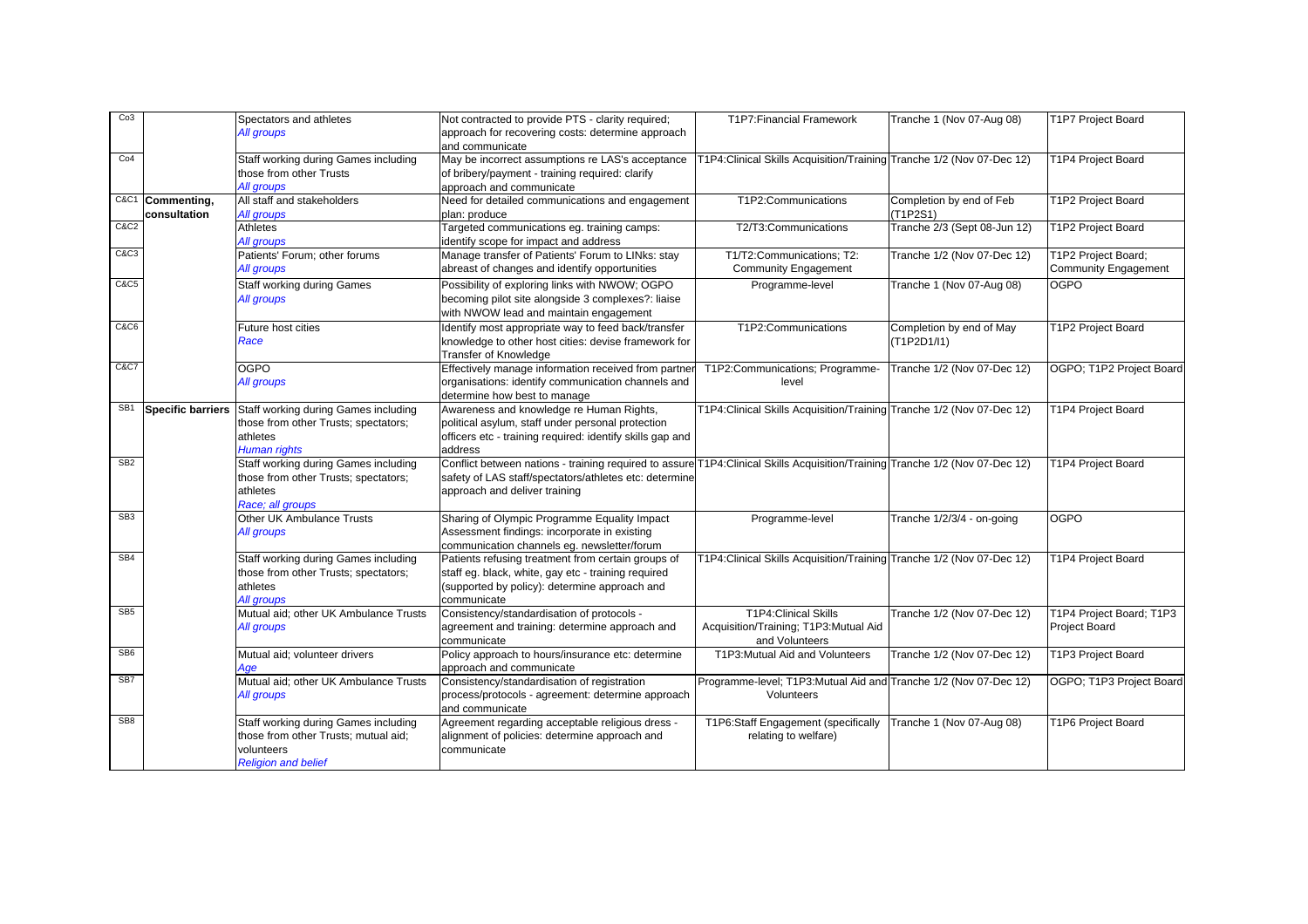| | | | | | | |
|---|---|---|---|---|---|---|
| Co3 | | Spectators and athletes<br>*All groups* | Not contracted to provide PTS - clarity required; approach for recovering costs: determine approach and communicate | T1P7:Financial Framework | Tranche 1 (Nov 07-Aug 08) | T1P7 Project Board |
| Co4 | | Staff working during Games including those from other Trusts<br>*All groups* | May be incorrect assumptions re LAS's acceptance of bribery/payment - training required: clarify approach and communicate | T1P4:Clinical Skills Acquisition/Training | Tranche 1/2 (Nov 07-Dec 12) | T1P4 Project Board |
| C&C1 | **Commenting, consultation** | All staff and stakeholders<br>*All groups* | Need for detailed communications and engagement plan: produce | T1P2:Communications | Completion by end of Feb (T1P2S1) | T1P2 Project Board |
| C&C2 | | Athletes<br>*All groups* | Targeted communications eg. training camps: identify scope for impact and address | T2/T3:Communications | Tranche 2/3 (Sept 08-Jun 12) | T1P2 Project Board |
| C&C3 | | Patients' Forum; other forums<br>*All groups* | Manage transfer of Patients' Forum to LINks: stay abreast of changes and identify opportunities | T1/T2:Communications; T2: Community Engagement | Tranche 1/2 (Nov 07-Dec 12) | T1P2 Project Board; Community Engagement |
| C&C5 | | Staff working during Games<br>*All groups* | Possibility of exploring links with NWOW; OGPO becoming pilot site alongside 3 complexes?: liaise with NWOW lead and maintain engagement | Programme-level | Tranche 1 (Nov 07-Aug 08) | OGPO |
| C&C6 | | Future host cities<br>*Race* | Identify most appropriate way to feed back/transfer knowledge to other host cities: devise framework for Transfer of Knowledge | T1P2:Communications | Completion by end of May (T1P2D1/I1) | T1P2 Project Board |
| C&C7 | | OGPO<br>*All groups* | Effectively manage information received from partner organisations: identify communication channels and determine how best to manage | T1P2:Communications; Programme-level | Tranche 1/2 (Nov 07-Dec 12) | OGPO; T1P2 Project Board |
| SB1 | **Specific barriers** | Staff working during Games including those from other Trusts; spectators; athletes<br>*Human rights* | Awareness and knowledge re Human Rights, political asylum, staff under personal protection officers etc - training required: identify skills gap and address | T1P4:Clinical Skills Acquisition/Training | Tranche 1/2 (Nov 07-Dec 12) | T1P4 Project Board |
| SB2 | | Staff working during Games including those from other Trusts; spectators; athletes<br>*Race; all groups* | Conflict between nations - training required to assure safety of LAS staff/spectators/athletes etc: determine approach and deliver training | T1P4:Clinical Skills Acquisition/Training | Tranche 1/2 (Nov 07-Dec 12) | T1P4 Project Board |
| SB3 | | Other UK Ambulance Trusts<br>*All groups* | Sharing of Olympic Programme Equality Impact Assessment findings: incorporate in existing communication channels eg. newsletter/forum | Programme-level | Tranche 1/2/3/4 - on-going | OGPO |
| SB4 | | Staff working during Games including those from other Trusts; spectators; athletes<br>*All groups* | Patients refusing treatment from certain groups of staff eg. black, white, gay etc - training required (supported by policy): determine approach and communicate | T1P4:Clinical Skills Acquisition/Training | Tranche 1/2 (Nov 07-Dec 12) | T1P4 Project Board |
| SB5 | | Mutual aid; other UK Ambulance Trusts<br>*All groups* | Consistency/standardisation of protocols - agreement and training: determine approach and communicate | T1P4:Clinical Skills Acquisition/Training; T1P3:Mutual Aid and Volunteers | Tranche 1/2 (Nov 07-Dec 12) | T1P4 Project Board; T1P3 Project Board |
| SB6 | | Mutual aid; volunteer drivers<br>*Age* | Policy approach to hours/insurance etc: determine approach and communicate | T1P3:Mutual Aid and Volunteers | Tranche 1/2 (Nov 07-Dec 12) | T1P3 Project Board |
| SB7 | | Mutual aid; other UK Ambulance Trusts<br>*All groups* | Consistency/standardisation of registration process/protocols - agreement: determine approach and communicate | Programme-level; T1P3:Mutual Aid and Volunteers | Tranche 1/2 (Nov 07-Dec 12) | OGPO; T1P3 Project Board |
| SB8 | | Staff working during Games including those from other Trusts; mutual aid; volunteers<br>*Religion and belief* | Agreement regarding acceptable religious dress - alignment of policies: determine approach and communicate | T1P6:Staff Engagement (specifically relating to welfare) | Tranche 1 (Nov 07-Aug 08) | T1P6 Project Board |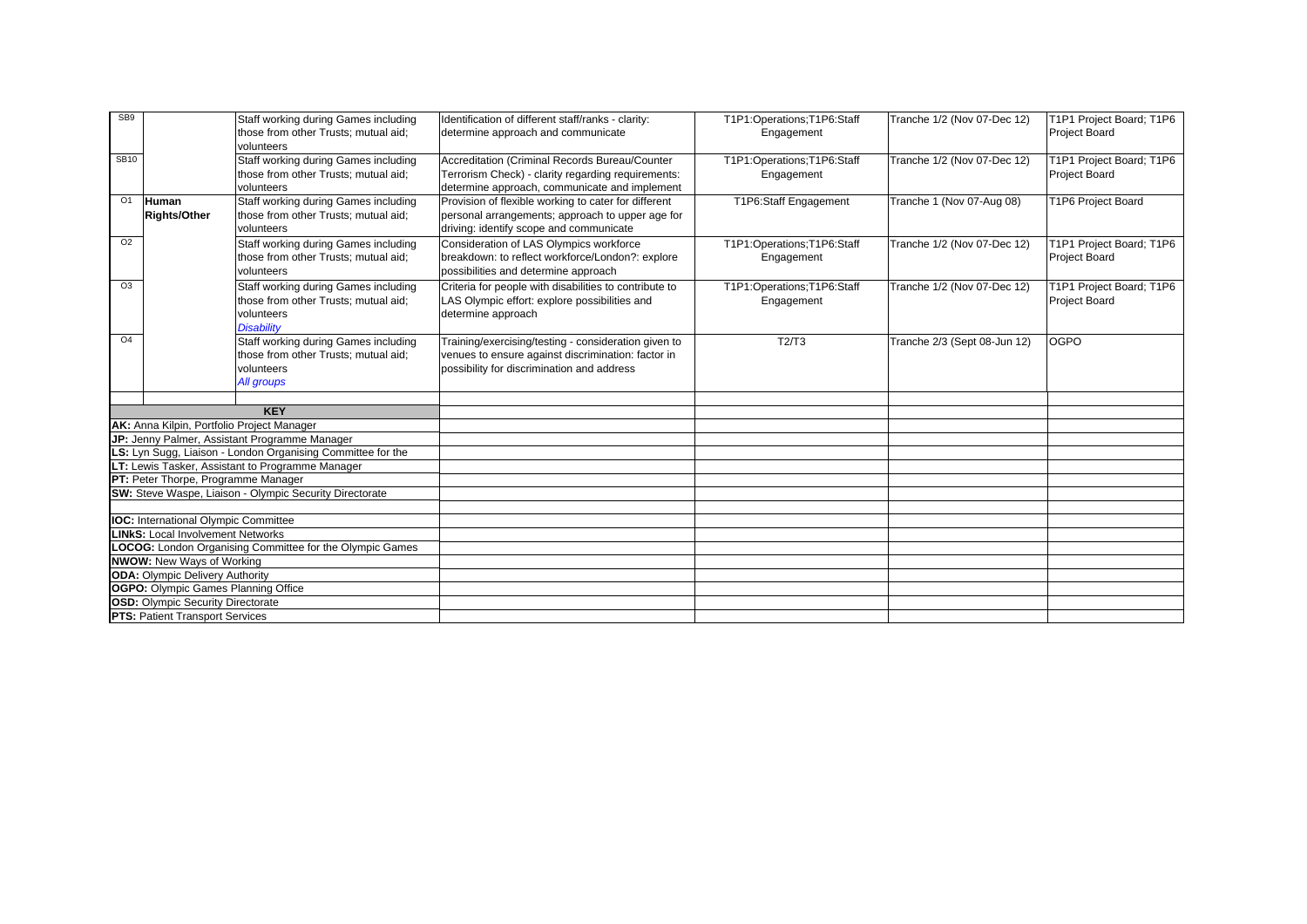| | | | | | | |
|---|---|---|---|---|---|---|
| SB9 | | Staff working during Games including those from other Trusts; mutual aid; volunteers | Identification of different staff/ranks - clarity: determine approach and communicate | T1P1:Operations;T1P6:Staff Engagement | Tranche 1/2 (Nov 07-Dec 12) | T1P1 Project Board; T1P6 Project Board |
| SB10 | | Staff working during Games including those from other Trusts; mutual aid; volunteers | Accreditation (Criminal Records Bureau/Counter Terrorism Check) - clarity regarding requirements: determine approach, communicate and implement | T1P1:Operations;T1P6:Staff Engagement | Tranche 1/2 (Nov 07-Dec 12) | T1P1 Project Board; T1P6 Project Board |
| O1 | **Human Rights/Other** | Staff working during Games including those from other Trusts; mutual aid; volunteers | Provision of flexible working to cater for different personal arrangements; approach to upper age for driving: identify scope and communicate | T1P6:Staff Engagement | Tranche 1 (Nov 07-Aug 08) | T1P6 Project Board |
| O2 | | Staff working during Games including those from other Trusts; mutual aid; volunteers | Consideration of LAS Olympics workforce breakdown: to reflect workforce/London?: explore possibilities and determine approach | T1P1:Operations;T1P6:Staff Engagement | Tranche 1/2 (Nov 07-Dec 12) | T1P1 Project Board; T1P6 Project Board |
| O3 | | Staff working during Games including those from other Trusts; mutual aid; volunteers *Disability* | Criteria for people with disabilities to contribute to LAS Olympic effort: explore possibilities and determine approach | T1P1:Operations;T1P6:Staff Engagement | Tranche 1/2 (Nov 07-Dec 12) | T1P1 Project Board; T1P6 Project Board |
| O4 | | Staff working during Games including those from other Trusts; mutual aid; volunteers *All groups* | Training/exercising/testing - consideration given to venues to ensure against discrimination: factor in possibility for discrimination and address | T2/T3 | Tranche 2/3 (Sept 08-Jun 12) | OGPO |

**KEY**

**AK:** Anna Kilpin, Portfolio Project Manager
**JP:** Jenny Palmer, Assistant Programme Manager
**LS:** Lyn Sugg, Liaison - London Organising Committee for the
**LT:** Lewis Tasker, Assistant to Programme Manager
**PT:** Peter Thorpe, Programme Manager
**SW:** Steve Waspe, Liaison - Olympic Security Directorate

**IOC:** International Olympic Committee
**LINkS:** Local Involvement Networks
**LOCOG:** London Organising Committee for the Olympic Games
**NWOW:** New Ways of Working
**ODA:** Olympic Delivery Authority
**OGPO:** Olympic Games Planning Office
**OSD:** Olympic Security Directorate
**PTS:** Patient Transport Services